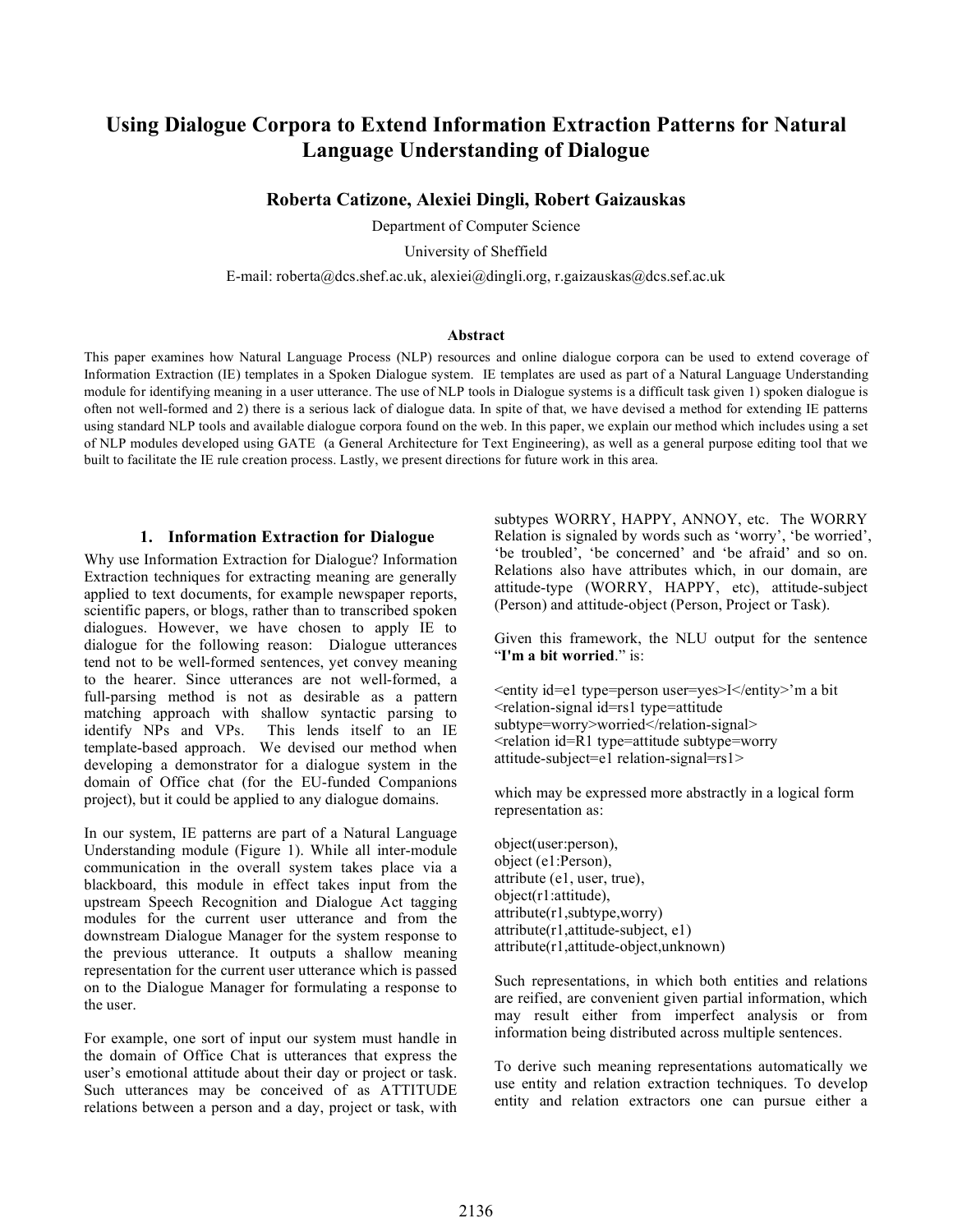# Using Dialogue Corpora to Extend Information Extraction Patterns for Natural Language Understanding of Dialogue

**Roberta Catizone, Alexiei Dingli, Robert Gaizauskas**

Department of Computer Science

University of Sheffield

E-mail: roberta@dcs.shef.ac.uk, alexiei@dingli.org, r.gaizauskas@dcs.sef.ac.uk

### Abstract

This paper examines how Natural Language Process (NLP) resources and online dialogue corpora can be used to extend coverage of Information Extraction (IE) templates in a Spoken Dialogue system. IE templates are used as part of a Natural Language Understanding module for identifying meaning in a user utterance. The use of NLP tools in Dialogue systems is a difficult task given 1) spoken dialogue is often not well-formed and 2) there is a serious lack of dialogue data. In spite of that, we have devised a method for extending IE patterns using standard NLP tools and available dialogue corpora found on the web. In this paper, we explain our method which includes using a set of NLP modules developed using GATE (a General Architecture for Text Engineering), as well as a general purpose editing tool that we built to facilitate the IE rule creation process. Lastly, we present directions for future work in this area.

## 1. Information Extraction for Dialogue

Why use Information Extraction for Dialogue? Information Extraction techniques for extracting meaning are generally applied to text documents, for example newspaper reports, scientific papers, or blogs, rather than to transcribed spoken dialogues. However, we have chosen to apply IE to dialogue for the following reason: Dialogue utterances tend not to be well-formed sentences, yet convey meaning to the hearer. Since utterances are not well-formed, a full-parsing method is not as desirable as a pattern matching approach with shallow syntactic parsing to identify NPs and VPs. This lends itself to an IE template-based approach. We devised our method when developing a demonstrator for a dialogue system in the domain of Office chat (for the EU-funded Companions project), but it could be applied to any dialogue domains.

In our system, IE patterns are part of a Natural Language Understanding module (Figure 1). While all inter-module communication in the overall system takes place via a blackboard, this module in effect takes input from the upstream Speech Recognition and Dialogue Act tagging modules for the current user utterance and from the downstream Dialogue Manager for the system response to the previous utterance. It outputs a shallow meaning representation for the current user utterance which is passed on to the Dialogue Manager for formulating a response to the user.

For example, one sort of input our system must handle in the domain of Office Chat is utterances that express the user's emotional attitude about their day or project or task. Such utterances may be conceived of as ATTITUDE relations between a person and a day, project or task, with subtypes WORRY, HAPPY, ANNOY, etc. The WORRY Relation is signaled by words such as 'worry', 'be worried', 'be troubled', 'be concerned' and 'be afraid' and so on. Relations also have attributes which, in our domain, are attitude-type (WORRY, HAPPY, etc), attitude-subject (Person) and attitude-object (Person, Project or Task).

Given this framework, the NLU output for the sentence "**I'm a bit worried**." is:

```
<entity id=e1 type=person user=yes>I</entity>'m a bit
<relation-signal id=rs1 type=attitude
subtype=worry>worried</relation-signal>
<relation id=R1 type=attitude subtype=worry
attitude-subject=e1 relation-signal=rs1>
```

which may be expressed more abstractly in a logical form representation as:

```
object(user:person),
object (e1:Person),
attribute (e1, user, true),
object(r1:attitude),
attribute(r1,subtype,worry)
attribute(r1,attitude-subject, e1)
attribute(r1,attitude-object,unknown)
```

Such representations, in which both entities and relations are reified, are convenient given partial information, which may result either from imperfect analysis or from information being distributed across multiple sentences.

To derive such meaning representations automatically we use entity and relation extraction techniques. To develop entity and relation extractors one can pursue either a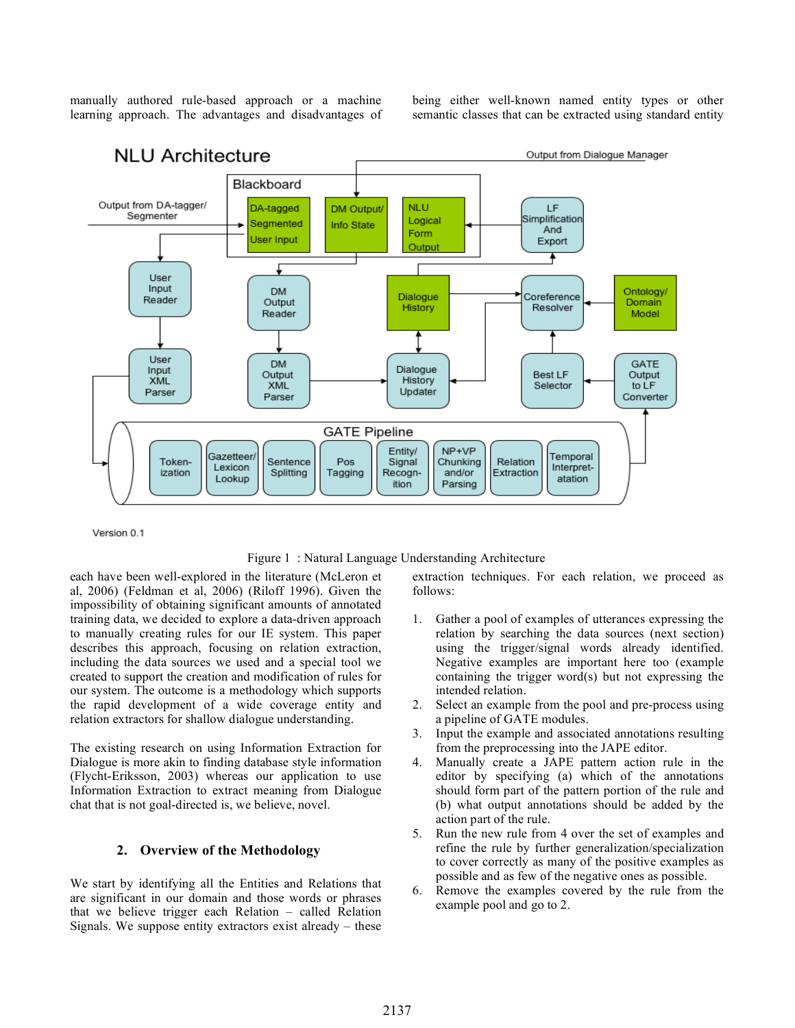manually authored rule-based approach or a machine learning approach. The advantages and disadvantages of each have been well-explored in the literature (McLeron et al, 2006) (Feldman et al, 2006) (Riloff 1996). Given the impossibility of obtaining significant amounts of annotated training data, we decided to explore a data-driven approach to manually creating rules for our IE system. This paper describes this approach, focusing on relation extraction, including the data sources we used and a special tool we created to support the creation and modification of rules for our system. The outcome is a methodology which supports the rapid development of a wide coverage entity and relation extractors for shallow dialogue understanding.

Figure 1 : Natural Language Understanding Architecture

The existing research on using Information Extraction for Dialogue is more akin to finding database style information (Flycht-Eriksson, 2003) whereas our application to use Information Extraction to extract meaning from Dialogue chat that is not goal-directed is, we believe, novel.

## 2. Overview of the Methodology

We start by identifying all the Entities and Relations that are significant in our domain and those words or phrases that we believe trigger each Relation – called Relation Signals. We suppose entity extractors exist already – these being either well-known named entity types or other semantic classes that can be extracted using standard entity extraction techniques. For each relation, we proceed as follows:

1. Gather a pool of examples of utterances expressing the relation by searching the data sources (next section) using the trigger/signal words already identified. Negative examples are important here too (example containing the trigger word(s) but not expressing the intended relation.
2. Select an example from the pool and pre-process using a pipeline of GATE modules.
3. Input the example and associated annotations resulting from the preprocessing into the JAPE editor.
4. Manually create a JAPE pattern action rule in the editor by specifying (a) which of the annotations should form part of the pattern portion of the rule and (b) what output annotations should be added by the action part of the rule.
5. Run the new rule from 4 over the set of examples and refine the rule by further generalization/specialization to cover correctly as many of the positive examples as possible and as few of the negative ones as possible.
6. Remove the examples covered by the rule from the example pool and go to 2.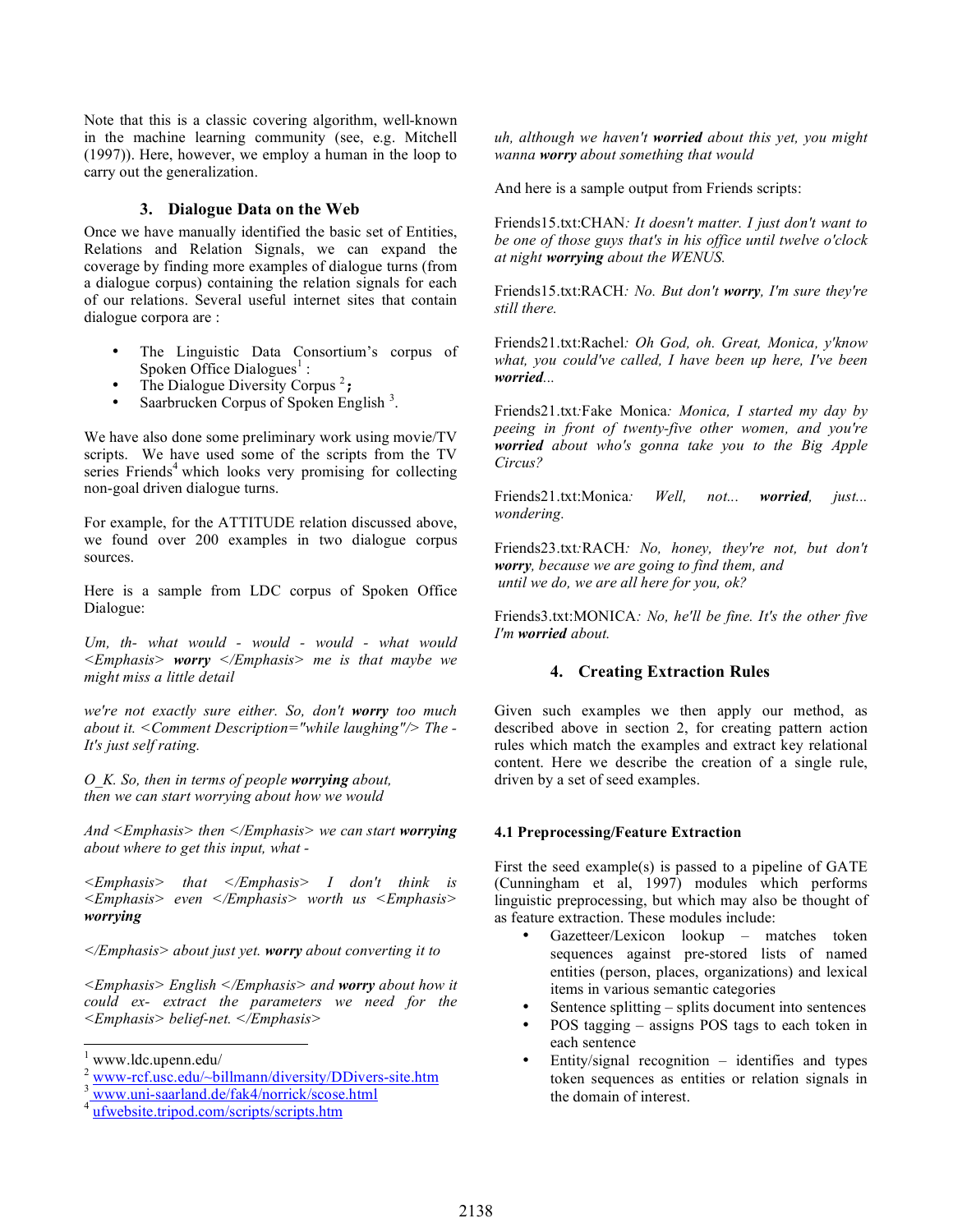Note that this is a classic covering algorithm, well-known in the machine learning community (see, e.g. Mitchell (1997)). Here, however, we employ a human in the loop to carry out the generalization.

## 3. Dialogue Data on the Web

Once we have manually identified the basic set of Entities, Relations and Relation Signals, we can expand the coverage by finding more examples of dialogue turns (from a dialogue corpus) containing the relation signals for each of our relations. Several useful internet sites that contain dialogue corpora are :

- The Linguistic Data Consortium's corpus of Spoken Office Dialogues[1] :
- The Dialogue Diversity Corpus [2]**;**
- Saarbrucken Corpus of Spoken English [3].

We have also done some preliminary work using movie/TV scripts. We have used some of the scripts from the TV series Friends[4] which looks very promising for collecting non-goal driven dialogue turns.

For example, for the ATTITUDE relation discussed above, we found over 200 examples in two dialogue corpus sources.

Here is a sample from LDC corpus of Spoken Office Dialogue:

*Um, th- what would - would - would - what would <Emphasis>* ***worry*** *</Emphasis> me is that maybe we might miss a little detail*

*we're not exactly sure either. So, don't* ***worry*** *too much about it. <Comment Description="while laughing"/> The - It's just self rating.*

*O_K. So, then in terms of people* ***worrying*** *about,*
*then we can start worrying about how we would*

*And <Emphasis> then </Emphasis> we can start* ***worrying*** *about where to get this input, what -*

*<Emphasis> that </Emphasis> I don't think is <Emphasis> even </Emphasis> worth us <Emphasis>* ***worrying***

*</Emphasis> about just yet.* ***worry*** *about converting it to*

*<Emphasis> English </Emphasis> and* ***worry*** *about how it could ex- extract the parameters we need for the <Emphasis> belief-net. </Emphasis>*

*uh, although we haven't* ***worried*** *about this yet, you might wanna* ***worry*** *about something that would*

And here is a sample output from Friends scripts:

Friends15.txt:CHAN*: It doesn't matter. I just don't want to be one of those guys that's in his office until twelve o'clock at night* ***worrying*** *about the WENUS.*

Friends15.txt:RACH*: No. But don't* ***worry****, I'm sure they're still there.*

Friends21.txt:Rachel*: Oh God, oh. Great, Monica, y'know what, you could've called, I have been up here, I've been* ***worried****...*

Friends21.txt*:*Fake Monica*: Monica, I started my day by peeing in front of twenty-five other women, and you're* ***worried*** *about who's gonna take you to the Big Apple Circus?*

Friends21.txt:Monica*: Well, not...* ***worried****, just... wondering.*

Friends23.txt*:*RACH*: No, honey, they're not, but don't* ***worry****, because we are going to find them, and until we do, we are all here for you, ok?*

Friends3.txt:MONICA*: No, he'll be fine. It's the other five I'm* ***worried*** *about.*

## 4. Creating Extraction Rules

Given such examples we then apply our method, as described above in section 2, for creating pattern action rules which match the examples and extract key relational content. Here we describe the creation of a single rule, driven by a set of seed examples.

### 4.1 Preprocessing/Feature Extraction

First the seed example(s) is passed to a pipeline of GATE (Cunningham et al, 1997) modules which performs linguistic preprocessing, but which may also be thought of as feature extraction. These modules include:

- Gazetteer/Lexicon lookup – matches token sequences against pre-stored lists of named entities (person, places, organizations) and lexical items in various semantic categories
- Sentence splitting – splits document into sentences
- POS tagging – assigns POS tags to each token in each sentence
- Entity/signal recognition – identifies and types token sequences as entities or relation signals in the domain of interest.

---

[1] www.ldc.upenn.edu/
[2] www-rcf.usc.edu/~billmann/diversity/DDivers-site.htm
[3] www.uni-saarland.de/fak4/norrick/scose.html
[4] ufwebsite.tripod.com/scripts/scripts.htm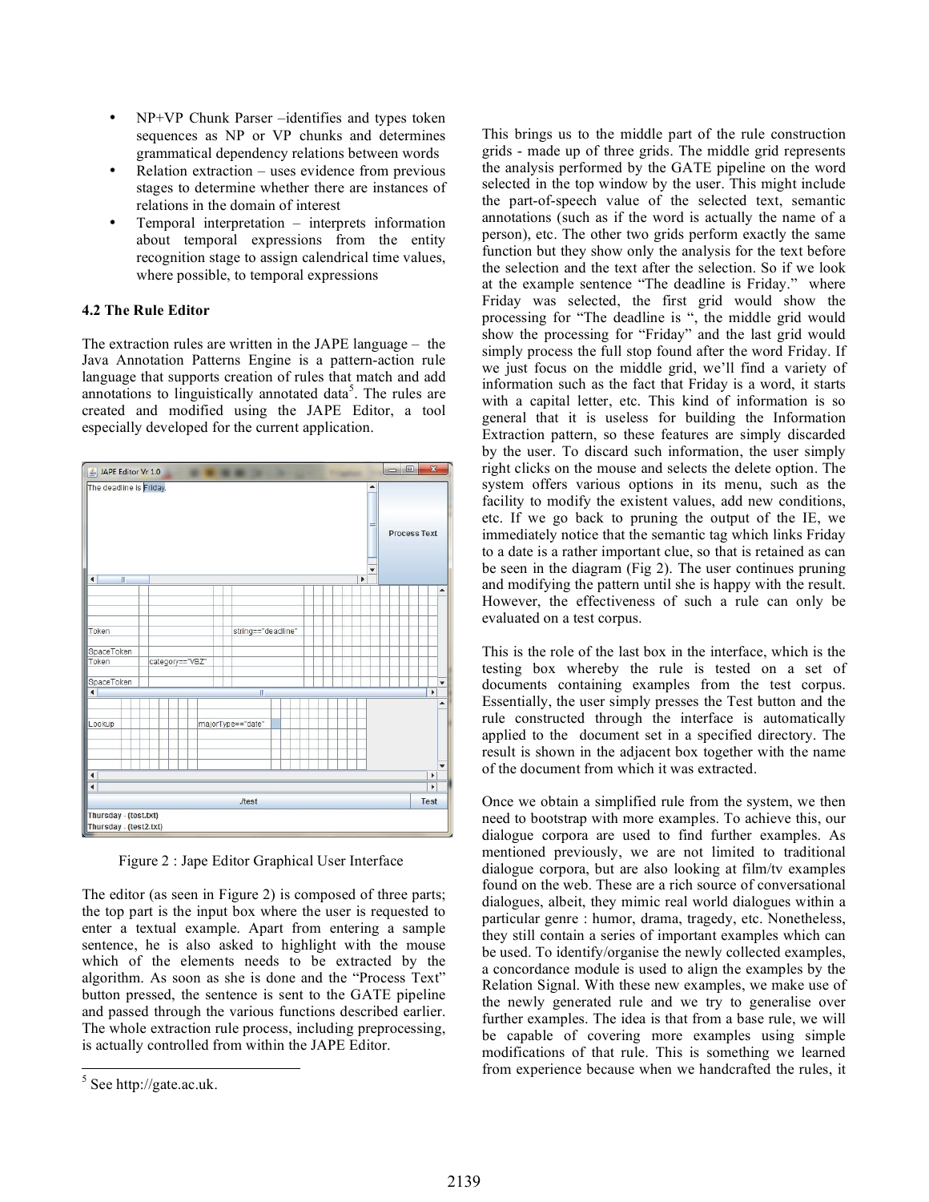- NP+VP Chunk Parser –identifies and types token sequences as NP or VP chunks and determines grammatical dependency relations between words
- Relation extraction – uses evidence from previous stages to determine whether there are instances of relations in the domain of interest
- Temporal interpretation – interprets information about temporal expressions from the entity recognition stage to assign calendrical time values, where possible, to temporal expressions

### 4.2 The Rule Editor

The extraction rules are written in the JAPE language – the Java Annotation Patterns Engine is a pattern-action rule language that supports creation of rules that match and add annotations to linguistically annotated data[5]. The rules are created and modified using the JAPE Editor, a tool especially developed for the current application.

Figure 2 : Jape Editor Graphical User Interface

The editor (as seen in Figure 2) is composed of three parts; the top part is the input box where the user is requested to enter a textual example. Apart from entering a sample sentence, he is also asked to highlight with the mouse which of the elements needs to be extracted by the algorithm. As soon as she is done and the "Process Text" button pressed, the sentence is sent to the GATE pipeline and passed through the various functions described earlier. The whole extraction rule process, including preprocessing, is actually controlled from within the JAPE Editor.

This brings us to the middle part of the rule construction grids - made up of three grids. The middle grid represents the analysis performed by the GATE pipeline on the word selected in the top window by the user. This might include the part-of-speech value of the selected text, semantic annotations (such as if the word is actually the name of a person), etc. The other two grids perform exactly the same function but they show only the analysis for the text before the selection and the text after the selection. So if we look at the example sentence "The deadline is Friday." where Friday was selected, the first grid would show the processing for "The deadline is ", the middle grid would show the processing for "Friday" and the last grid would simply process the full stop found after the word Friday. If we just focus on the middle grid, we'll find a variety of information such as the fact that Friday is a word, it starts with a capital letter, etc. This kind of information is so general that it is useless for building the Information Extraction pattern, so these features are simply discarded by the user. To discard such information, the user simply right clicks on the mouse and selects the delete option. The system offers various options in its menu, such as the facility to modify the existent values, add new conditions, etc. If we go back to pruning the output of the IE, we immediately notice that the semantic tag which links Friday to a date is a rather important clue, so that is retained as can be seen in the diagram (Fig 2). The user continues pruning and modifying the pattern until she is happy with the result. However, the effectiveness of such a rule can only be evaluated on a test corpus.

This is the role of the last box in the interface, which is the testing box whereby the rule is tested on a set of documents containing examples from the test corpus. Essentially, the user simply presses the Test button and the rule constructed through the interface is automatically applied to the document set in a specified directory. The result is shown in the adjacent box together with the name of the document from which it was extracted.

Once we obtain a simplified rule from the system, we then need to bootstrap with more examples. To achieve this, our dialogue corpora are used to find further examples. As mentioned previously, we are not limited to traditional dialogue corpora, but are also looking at film/tv examples found on the web. These are a rich source of conversational dialogues, albeit, they mimic real world dialogues within a particular genre : humor, drama, tragedy, etc. Nonetheless, they still contain a series of important examples which can be used. To identify/organise the newly collected examples, a concordance module is used to align the examples by the Relation Signal. With these new examples, we make use of the newly generated rule and we try to generalise over further examples. The idea is that from a base rule, we will be capable of covering more examples using simple modifications of that rule. This is something we learned from experience because when we handcrafted the rules, it

[5] See http://gate.ac.uk.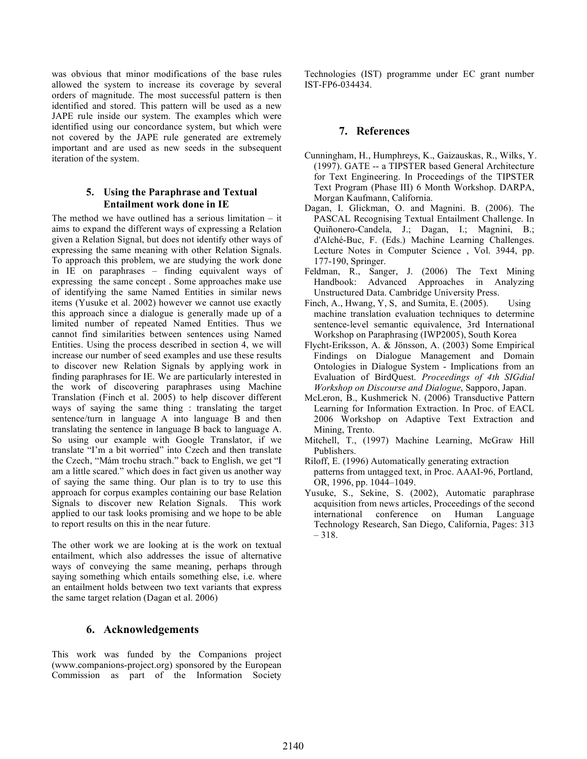was obvious that minor modifications of the base rules allowed the system to increase its coverage by several orders of magnitude. The most successful pattern is then identified and stored. This pattern will be used as a new JAPE rule inside our system. The examples which were identified using our concordance system, but which were not covered by the JAPE rule generated are extremely important and are used as new seeds in the subsequent iteration of the system.

## 5. Using the Paraphrase and Textual Entailment work done in IE

The method we have outlined has a serious limitation – it aims to expand the different ways of expressing a Relation given a Relation Signal, but does not identify other ways of expressing the same meaning with other Relation Signals. To approach this problem, we are studying the work done in IE on paraphrases – finding equivalent ways of expressing the same concept . Some approaches make use of identifying the same Named Entities in similar news items (Yusuke et al. 2002) however we cannot use exactly this approach since a dialogue is generally made up of a limited number of repeated Named Entities. Thus we cannot find similarities between sentences using Named Entities. Using the process described in section 4, we will increase our number of seed examples and use these results to discover new Relation Signals by applying work in finding paraphrases for IE. We are particularly interested in the work of discovering paraphrases using Machine Translation (Finch et al. 2005) to help discover different ways of saying the same thing : translating the target sentence/turn in language A into language B and then translating the sentence in language B back to language A. So using our example with Google Translator, if we translate "I'm a bit worried" into Czech and then translate the Czech, "Mám trochu strach." back to English, we get "I am a little scared." which does in fact given us another way of saying the same thing. Our plan is to try to use this approach for corpus examples containing our base Relation Signals to discover new Relation Signals. This work applied to our task looks promising and we hope to be able to report results on this in the near future.

The other work we are looking at is the work on textual entailment, which also addresses the issue of alternative ways of conveying the same meaning, perhaps through saying something which entails something else, i.e. where an entailment holds between two text variants that express the same target relation (Dagan et al. 2006)

## 6. Acknowledgements

This work was funded by the Companions project (www.companions-project.org) sponsored by the European Commission as part of the Information Society Technologies (IST) programme under EC grant number IST-FP6-034434.

## 7. References

Cunningham, H., Humphreys, K., Gaizauskas, R., Wilks, Y. (1997). GATE -- a TIPSTER based General Architecture for Text Engineering. In Proceedings of the TIPSTER Text Program (Phase III) 6 Month Workshop. DARPA, Morgan Kaufmann, California.

Dagan, I. Glickman, O. and Magnini. B. (2006). The PASCAL Recognising Textual Entailment Challenge. In Quiñonero-Candela, J.; Dagan, I.; Magnini, B.; d'Alché-Buc, F. (Eds.) Machine Learning Challenges. Lecture Notes in Computer Science , Vol. 3944, pp. 177-190, Springer.

Feldman, R., Sanger, J. (2006) The Text Mining Handbook: Advanced Approaches in Analyzing Unstructured Data. Cambridge University Press.

Finch, A., Hwang, Y, S, and Sumita, E. (2005). Using machine translation evaluation techniques to determine sentence-level semantic equivalence, 3rd International Workshop on Paraphrasing (IWP2005), South Korea

Flycht-Eriksson, A. & Jönsson, A. (2003) Some Empirical Findings on Dialogue Management and Domain Ontologies in Dialogue System - Implications from an Evaluation of BirdQuest. *Proceedings of 4th SIGdial Workshop on Discourse and Dialogue*, Sapporo, Japan.

McLeron, B., Kushmerick N. (2006) Transductive Pattern Learning for Information Extraction. In Proc. of EACL 2006 Workshop on Adaptive Text Extraction and Mining, Trento.

Mitchell, T., (1997) Machine Learning, McGraw Hill Publishers.

Riloff, E. (1996) Automatically generating extraction patterns from untagged text, in Proc. AAAI-96, Portland, OR, 1996, pp. 1044–1049.

Yusuke, S., Sekine, S. (2002), Automatic paraphrase acquisition from news articles, Proceedings of the second international conference on Human Language Technology Research, San Diego, California, Pages: 313 – 318.